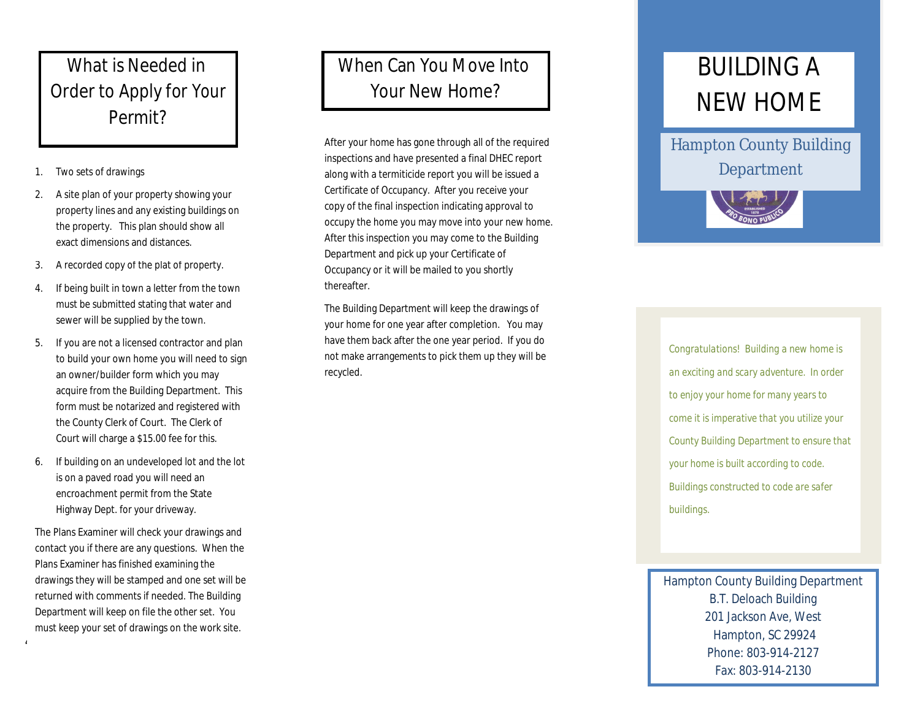## What is Needed in Order to Apply for Your Permit?

1. Two sets of drawings
2. A site plan of your property showing your property lines and any existing buildings on the property. This plan should show all exact dimensions and distances.
3. A recorded copy of the plat of property.
4. If being built in town a letter from the town must be submitted stating that water and sewer will be supplied by the town.
5. If you are not a licensed contractor and plan to build your own home you will need to sign an owner/builder form which you may acquire from the Building Department. This form must be notarized and registered with the County Clerk of Court. The Clerk of Court will charge a $15.00 fee for this.
6. If building on an undeveloped lot and the lot is on a paved road you will need an encroachment permit from the State Highway Dept. for your driveway.

The Plans Examiner will check your drawings and contact you if there are any questions. When the Plans Examiner has finished examining the drawings they will be stamped and one set will be returned with comments if needed. The Building Department will keep on file the other set. You must keep your set of drawings on the work site.

## When Can You Move Into Your New Home?

After your home has gone through all of the required inspections and have presented a final DHEC report along with a termiticide report you will be issued a Certificate of Occupancy. After you receive your copy of the final inspection indicating approval to occupy the home you may move into your new home. After this inspection you may come to the Building Department and pick up your Certificate of Occupancy or it will be mailed to you shortly thereafter.

The Building Department will keep the drawings of your home for one year after completion. You may have them back after the one year period. If you do not make arrangements to pick them up they will be recycled.

# BUILDING A NEW HOME

Hampton County Building Department

Congratulations! Building a new home is an exciting and scary adventure. In order to enjoy your home for many years to come it is imperative that you utilize your County Building Department to ensure that your home is built according to code. Buildings constructed to code are safer buildings.

Hampton County Building Department
B.T. Deloach Building
201 Jackson Ave, West
Hampton, SC 29924
Phone: 803-914-2127
Fax: 803-914-2130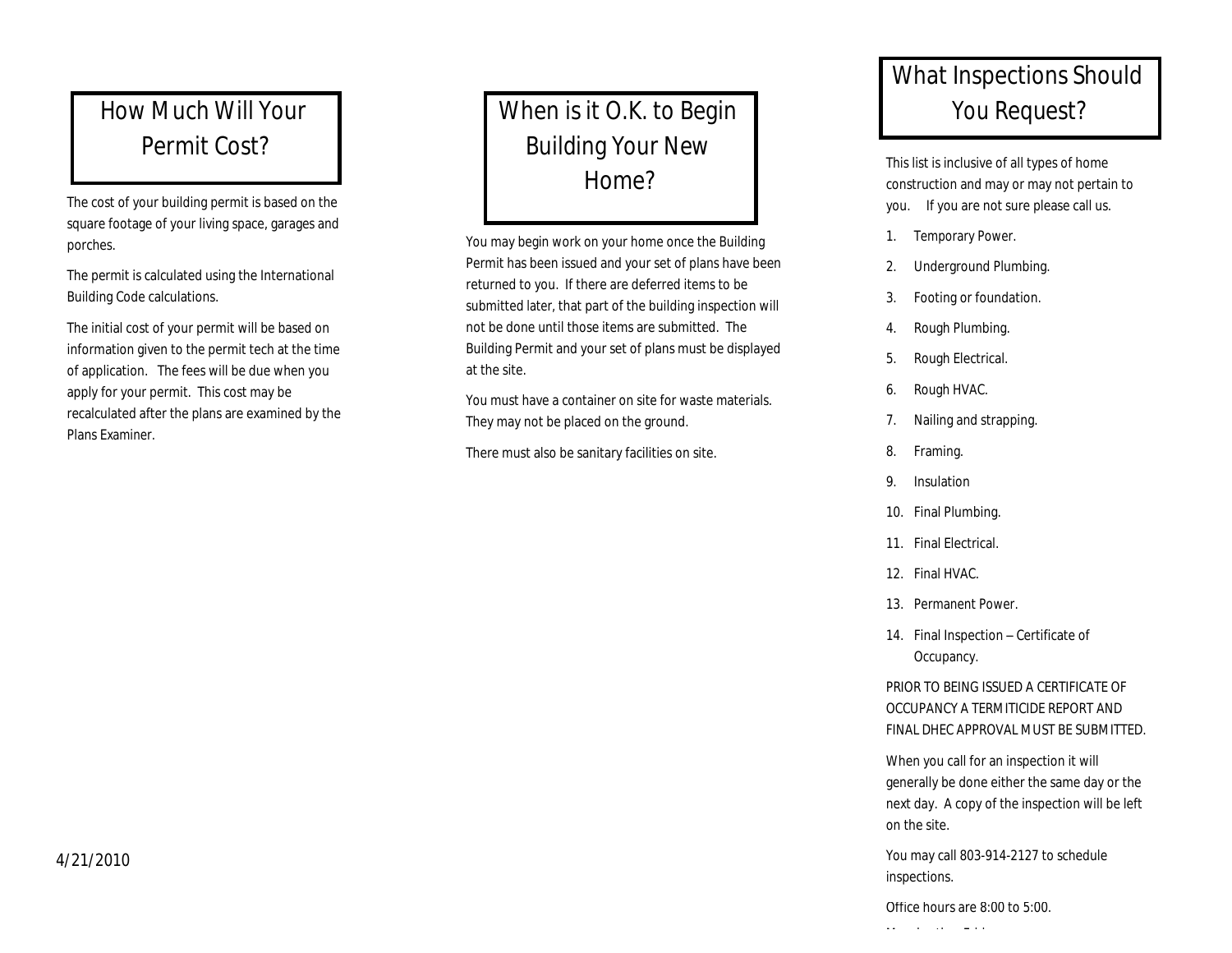## How Much Will Your Permit Cost?

The cost of your building permit is based on the square footage of your living space, garages and porches.

The permit is calculated using the International Building Code calculations.

The initial cost of your permit will be based on information given to the permit tech at the time of application. The fees will be due when you apply for your permit. This cost may be recalculated after the plans are examined by the Plans Examiner.

4/21/2010

## When is it O.K. to Begin Building Your New Home?

You may begin work on your home once the Building Permit has been issued and your set of plans have been returned to you. If there are deferred items to be submitted later, that part of the building inspection will not be done until those items are submitted. The Building Permit and your set of plans must be displayed at the site.

You must have a container on site for waste materials. They may not be placed on the ground.

There must also be sanitary facilities on site.

## What Inspections Should You Request?

This list is inclusive of all types of home construction and may or may not pertain to you. If you are not sure please call us.

1. Temporary Power.
2. Underground Plumbing.
3. Footing or foundation.
4. Rough Plumbing.
5. Rough Electrical.
6. Rough HVAC.
7. Nailing and strapping.
8. Framing.
9. Insulation
10. Final Plumbing.
11. Final Electrical.
12. Final HVAC.
13. Permanent Power.
14. Final Inspection – Certificate of Occupancy.

PRIOR TO BEING ISSUED A CERTIFICATE OF OCCUPANCY A TERMITICIDE REPORT AND FINAL DHEC APPROVAL MUST BE SUBMITTED.

When you call for an inspection it will generally be done either the same day or the next day. A copy of the inspection will be left on the site.

You may call 803-914-2127 to schedule inspections.

Office hours are 8:00 to 5:00.

Monday thru Friday.